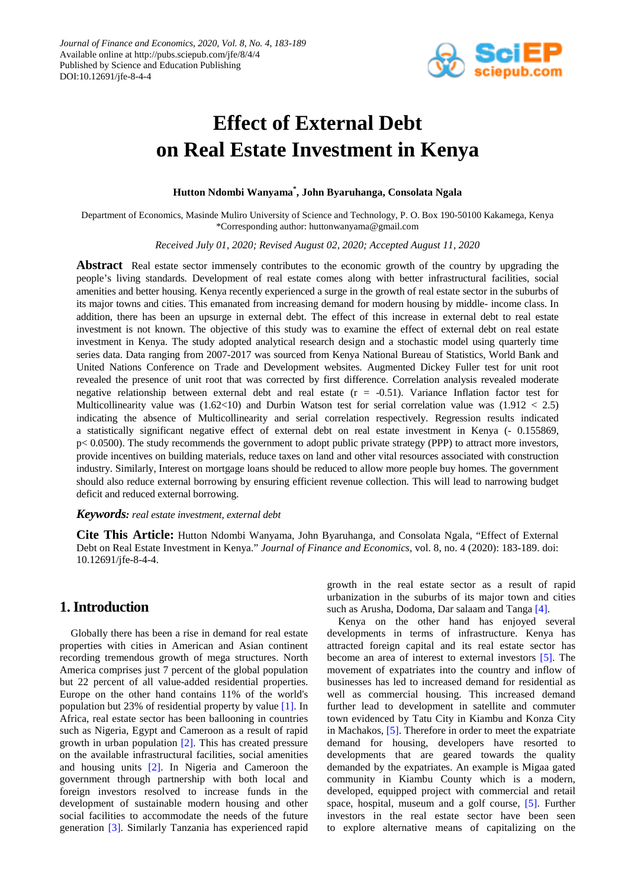Journal of Finance and Economics, 2020, Vol. 8, No. 4, 183-189
Available online at http://pubs.sciepub.com/jfe/8/4/4
Published by Science and Education Publishing
DOI:10.12691/jfe-8-4-4

# Effect of External Debt on Real Estate Investment in Kenya

**Hutton Ndombi Wanyama*, John Byaruhanga, Consolata Ngala**

Department of Economics, Masinde Muliro University of Science and Technology, P. O. Box 190-50100 Kakamega, Kenya
*Corresponding author: huttonwanyama@gmail.com

*Received July 01, 2020; Revised August 02, 2020; Accepted August 11, 2020*

**Abstract** Real estate sector immensely contributes to the economic growth of the country by upgrading the people's living standards. Development of real estate comes along with better infrastructural facilities, social amenities and better housing. Kenya recently experienced a surge in the growth of real estate sector in the suburbs of its major towns and cities. This emanated from increasing demand for modern housing by middle- income class. In addition, there has been an upsurge in external debt. The effect of this increase in external debt to real estate investment is not known. The objective of this study was to examine the effect of external debt on real estate investment in Kenya. The study adopted analytical research design and a stochastic model using quarterly time series data. Data ranging from 2007-2017 was sourced from Kenya National Bureau of Statistics, World Bank and United Nations Conference on Trade and Development websites. Augmented Dickey Fuller test for unit root revealed the presence of unit root that was corrected by first difference. Correlation analysis revealed moderate negative relationship between external debt and real estate ($r = -0.51$). Variance Inflation factor test for Multicollinearity value was ($1.62<10$) and Durbin Watson test for serial correlation value was ($1.912 < 2.5$) indicating the absence of Multicollinearity and serial correlation respectively. Regression results indicated a statistically significant negative effect of external debt on real estate investment in Kenya (- 0.155869, $p< 0.0500$). The study recommends the government to adopt public private strategy (PPP) to attract more investors, provide incentives on building materials, reduce taxes on land and other vital resources associated with construction industry. Similary, Interest on mortgage loans should be reduced to allow more people buy homes. The government should also reduce external borrowing by ensuring efficient revenue collection. This will lead to narrowing budget deficit and reduced external borrowing.

***Keywords:*** *real estate investment, external debt*

**Cite This Article:** Hutton Ndombi Wanyama, John Byaruhanga, and Consolata Ngala, "Effect of External Debt on Real Estate Investment in Kenya." *Journal of Finance and Economics*, vol. 8, no. 4 (2020): 183-189. doi: 10.12691/jfe-8-4-4.

## 1. Introduction

Globally there has been a rise in demand for real estate properties with cities in American and Asian continent recording tremendous growth of mega structures. North America comprises just 7 percent of the global population but 22 percent of all value-added residential properties. Europe on the other hand contains 11% of the world's population but 23% of residential property by value [1]. In Africa, real estate sector has been ballooning in countries such as Nigeria, Egypt and Cameroon as a result of rapid growth in urban population [2]. This has created pressure on the available infrastructural facilities, social amenities and housing units [2]. In Nigeria and Cameroon the government through partnership with both local and foreign investors resolved to increase funds in the development of sustainable modern housing and other social facilities to accommodate the needs of the future generation [3]. Similarly Tanzania has experienced rapid growth in the real estate sector as a result of rapid urbanization in the suburbs of its major town and cities such as Arusha, Dodoma, Dar salaam and Tanga [4].

Kenya on the other hand has enjoyed several developments in terms of infrastructure. Kenya has attracted foreign capital and its real estate sector has become an area of interest to external investors [5]. The movement of expatriates into the country and inflow of businesses has led to increased demand for residential as well as commercial housing. This increased demand further lead to development in satellite and commuter town evidenced by Tatu City in Kiambu and Konza City in Machakos, [5]. Therefore in order to meet the expatriate demand for housing, developers have resorted to developments that are geared towards the quality demanded by the expatriates. An example is Migaa gated community in Kiambu County which is a modern, developed, equipped project with commercial and retail space, hospital, museum and a golf course, [5]. Further investors in the real estate sector have been seen to explore alternative means of capitalizing on the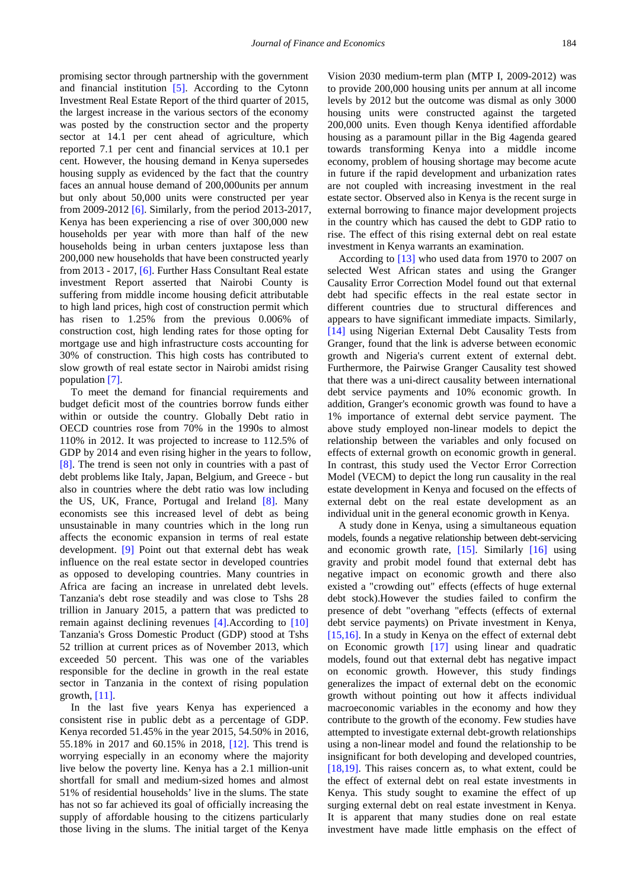promising sector through partnership with the government and financial institution [5]. According to the Cytonn Investment Real Estate Report of the third quarter of 2015, the largest increase in the various sectors of the economy was posted by the construction sector and the property sector at 14.1 per cent ahead of agriculture, which reported 7.1 per cent and financial services at 10.1 per cent. However, the housing demand in Kenya supersedes housing supply as evidenced by the fact that the country faces an annual house demand of 200,000units per annum but only about 50,000 units were constructed per year from 2009-2012 [6]. Similarly, from the period 2013-2017, Kenya has been experiencing a rise of over 300,000 new households per year with more than half of the new households being in urban centers juxtapose less than 200,000 new households that have been constructed yearly from 2013 - 2017, [6]. Further Hass Consultant Real estate investment Report asserted that Nairobi County is suffering from middle income housing deficit attributable to high land prices, high cost of construction permit which has risen to 1.25% from the previous 0.006% of construction cost, high lending rates for those opting for mortgage use and high infrastructure costs accounting for 30% of construction. This high costs has contributed to slow growth of real estate sector in Nairobi amidst rising population [7].

To meet the demand for financial requirements and budget deficit most of the countries borrow funds either within or outside the country. Globally Debt ratio in OECD countries rose from 70% in the 1990s to almost 110% in 2012. It was projected to increase to 112.5% of GDP by 2014 and even rising higher in the years to follow, [8]. The trend is seen not only in countries with a past of debt problems like Italy, Japan, Belgium, and Greece - but also in countries where the debt ratio was low including the US, UK, France, Portugal and Ireland [8]. Many economists see this increased level of debt as being unsustainable in many countries which in the long run affects the economic expansion in terms of real estate development. [9] Point out that external debt has weak influence on the real estate sector in developed countries as opposed to developing countries. Many countries in Africa are facing an increase in unrelated debt levels. Tanzania's debt rose steadily and was close to Tshs 28 trillion in January 2015, a pattern that was predicted to remain against declining revenues [4].According to [10] Tanzania's Gross Domestic Product (GDP) stood at Tshs 52 trillion at current prices as of November 2013, which exceeded 50 percent. This was one of the variables responsible for the decline in growth in the real estate sector in Tanzania in the context of rising population growth, [11].

In the last five years Kenya has experienced a consistent rise in public debt as a percentage of GDP. Kenya recorded 51.45% in the year 2015, 54.50% in 2016, 55.18% in 2017 and 60.15% in 2018, [12]. This trend is worrying especially in an economy where the majority live below the poverty line. Kenya has a 2.1 million-unit shortfall for small and medium-sized homes and almost 51% of residential households' live in the slums. The state has not so far achieved its goal of officially increasing the supply of affordable housing to the citizens particularly those living in the slums. The initial target of the Kenya Vision 2030 medium-term plan (MTP I, 2009-2012) was to provide 200,000 housing units per annum at all income levels by 2012 but the outcome was dismal as only 3000 housing units were constructed against the targeted 200,000 units. Even though Kenya identified affordable housing as a paramount pillar in the Big 4agenda geared towards transforming Kenya into a middle income economy, problem of housing shortage may become acute in future if the rapid development and urbanization rates are not coupled with increasing investment in the real estate sector. Observed also in Kenya is the recent surge in external borrowing to finance major development projects in the country which has caused the debt to GDP ratio to rise. The effect of this rising external debt on real estate investment in Kenya warrants an examination.

According to [13] who used data from 1970 to 2007 on selected West African states and using the Granger Causality Error Correction Model found out that external debt had specific effects in the real estate sector in different countries due to structural differences and appears to have significant immediate impacts. Similarly, [14] using Nigerian External Debt Causality Tests from Granger, found that the link is adverse between economic growth and Nigeria's current extent of external debt. Furthermore, the Pairwise Granger Causality test showed that there was a uni-direct causality between international debt service payments and 10% economic growth. In addition, Granger's economic growth was found to have a 1% importance of external debt service payment. The above study employed non-linear models to depict the relationship between the variables and only focused on effects of external growth on economic growth in general. In contrast, this study used the Vector Error Correction Model (VECM) to depict the long run causality in the real estate development in Kenya and focused on the effects of external debt on the real estate development as an individual unit in the general economic growth in Kenya.

A study done in Kenya, using a simultaneous equation models, founds a negative relationship between debt-servicing and economic growth rate, [15]. Similarly [16] using gravity and probit model found that external debt has negative impact on economic growth and there also existed a "crowding out" effects (effects of huge external debt stock).However the studies failed to confirm the presence of debt "overhang "effects (effects of external debt service payments) on Private investment in Kenya, [15,16]. In a study in Kenya on the effect of external debt on Economic growth [17] using linear and quadratic models, found out that external debt has negative impact on economic growth. However, this study findings generalizes the impact of external debt on the economic growth without pointing out how it affects individual macroeconomic variables in the economy and how they contribute to the growth of the economy. Few studies have attempted to investigate external debt-growth relationships using a non-linear model and found the relationship to be insignificant for both developing and developed countries, [18,19]. This raises concern as, to what extent, could be the effect of external debt on real estate investments in Kenya. This study sought to examine the effect of up surging external debt on real estate investment in Kenya. It is apparent that many studies done on real estate investment have made little emphasis on the effect of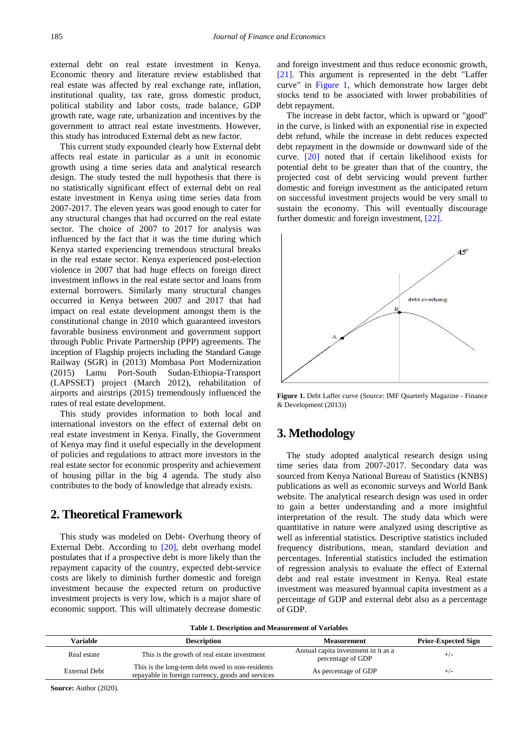external debt on real estate investment in Kenya. Economic theory and literature review established that real estate was affected by real exchange rate, inflation, institutional quality, tax rate, gross domestic product, political stability and labor costs, trade balance, GDP growth rate, wage rate, urbanization and incentives by the government to attract real estate investments. However, this study has introduced External debt as new factor.

This current study expounded clearly how External debt affects real estate in particular as a unit in economic growth using a time series data and analytical research design. The study tested the null hypothesis that there is no statistically significant effect of external debt on real estate investment in Kenya using time series data from 2007-2017. The eleven years was good enough to cater for any structural changes that had occurred on the real estate sector. The choice of 2007 to 2017 for analysis was influenced by the fact that it was the time during which Kenya started experiencing tremendous structural breaks in the real estate sector. Kenya experienced post-election violence in 2007 that had huge effects on foreign direct investment inflows in the real estate sector and loans from external borrowers. Similarly many structural changes occurred in Kenya between 2007 and 2017 that had impact on real estate development amongst them is the constitutional change in 2010 which guaranteed investors favorable business environment and government support through Public Private Partnership (PPP) agreements. The inception of Flagship projects including the Standard Gauge Railway (SGR) in (2013) Mombasa Port Modernization (2015) Lamu Port-South Sudan-Ethiopia-Transport (LAPSSET) project (March 2012), rehabilitation of airports and airstrips (2015) tremendously influenced the rates of real estate development.

This study provides information to both local and international investors on the effect of external debt on real estate investment in Kenya. Finally, the Government of Kenya may find it useful especially in the development of policies and regulations to attract more investors in the real estate sector for economic prosperity and achievement of housing pillar in the big 4 agenda. The study also contributes to the body of knowledge that already exists.

## 2. Theoretical Framework

This study was modeled on Debt- Overhung theory of External Debt. According to [20], debt overhang model postulates that if a prospective debt is more likely than the repayment capacity of the country, expected debt-service costs are likely to diminish further domestic and foreign investment because the expected return on productive investment projects is very low, which is a major share of economic support. This will ultimately decrease domestic and foreign investment and thus reduce economic growth, [21]. This argument is represented in the debt "Laffer curve" in Figure 1, which demonstrate how larger debt stocks tend to be associated with lower probabilities of debt repayment.

The increase in debt factor, which is upward or "good" in the curve, is linked with an exponential rise in expected debt refund, while the increase in debt reduces expected debt repayment in the downside or downward side of the curve. [20] noted that if certain likelihood exists for potential debt to be greater than that of the country, the projected cost of debt servicing would prevent further domestic and foreign investment as the anticipated return on successful investment projects would be very small to sustain the economy. This will eventually discourage further domestic and foreign investment, [22].

**Figure 1.** Debt Laffer curve (Source: IMF Quarterly Magazine - Finance & Development (2013))

## 3. Methodology

The study adopted analytical research design using time series data from 2007-2017. Secondary data was sourced from Kenya National Bureau of Statistics (KNBS) publications as well as economic surveys and World Bank website. The analytical research design was used in order to gain a better understanding and a more insightful interpretation of the result. The study data which were quantitative in nature were analyzed using descriptive as well as inferential statistics. Descriptive statistics included frequency distributions, mean, standard deviation and percentages. Inferential statistics included the estimation of regression analysis to evaluate the effect of External debt and real estate investment in Kenya. Real estate investment was measured byannual capita investment as a percentage of GDP and external debt also as a percentage of GDP.

**Table 1. Description and Measurement of Variables**

| Variable | Description | Measurement | Prior-Expected Sign |
|---|---|---|---|
| Real estate | This is the growth of real estate investment | Annual capita investment in it as a percentage of GDP | +/- |
| External Debt | This is the long-term debt owed to non-residents repayable in foreign currency, goods and services | As percentage of GDP | +/- |

**Source:** Author (2020).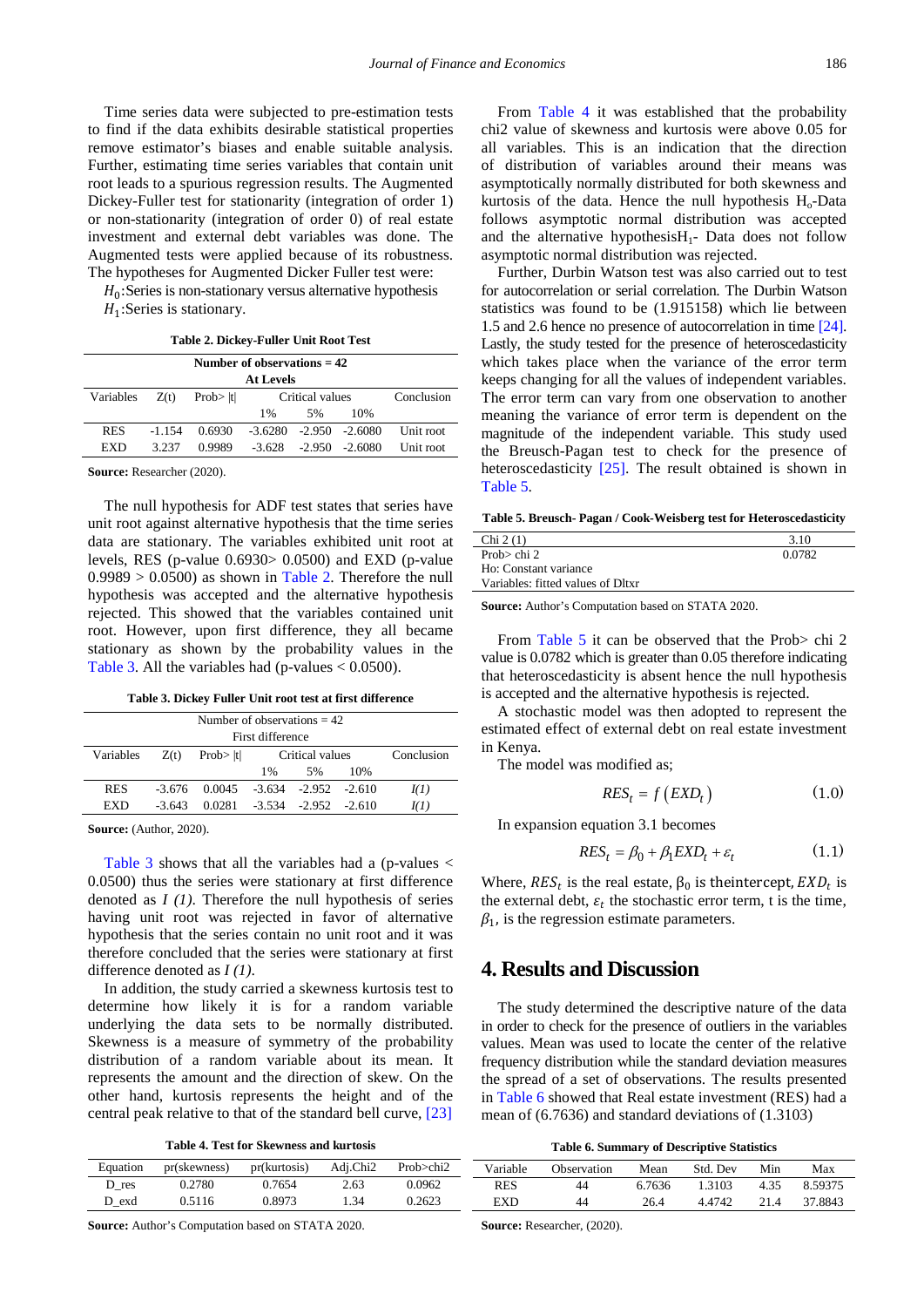Time series data were subjected to pre-estimation tests to find if the data exhibits desirable statistical properties remove estimator's biases and enable suitable analysis. Further, estimating time series variables that contain unit root leads to a spurious regression results. The Augmented Dickey-Fuller test for stationarity (integration of order 1) or non-stationarity (integration of order 0) of real estate investment and external debt variables was done. The Augmented tests were applied because of its robustness. The hypotheses for Augmented Dicker Fuller test were:

$H_0$:Series is non-stationary versus alternative hypothesis

$H_1$:Series is stationary.

**Table 2. Dickey-Fuller Unit Root Test**

| Number of observations = 42 | | | | | | |
|---|---|---|---|---|---|---|
| **At Levels** | | | | | | |
| Variables | Z(t) | Prob> \|t\| | Critical values | | | Conclusion |
| | | | 1% | 5% | 10% | |
| RES | -1.154 | 0.6930 | -3.6280 | -2.950 | -2.6080 | Unit root |
| EXD | 3.237 | 0.9989 | -3.628 | -2.950 | -2.6080 | Unit root |

**Source:** Researcher (2020).

The null hypothesis for ADF test states that series have unit root against alternative hypothesis that the time series data are stationary. The variables exhibited unit root at levels, RES (p-value 0.6930> 0.0500) and EXD (p-value 0.9989 > 0.0500) as shown in Table 2. Therefore the null hypothesis was accepted and the alternative hypothesis rejected. This showed that the variables contained unit root. However, upon first difference, they all became stationary as shown by the probability values in the Table 3. All the variables had (p-values < 0.0500).

**Table 3. Dickey Fuller Unit root test at first difference**

| Number of observations = 42 | | | | | | |
|---|---|---|---|---|---|---|
| First difference | | | | | | |
| Variables | Z(t) | Prob> \|t\| | Critical values | | | Conclusion |
| | | | 1% | 5% | 10% | |
| RES | -3.676 | 0.0045 | -3.634 | -2.952 | -2.610 | *I(1)* |
| EXD | -3.643 | 0.0281 | -3.534 | -2.952 | -2.610 | *I(1)* |

**Source:** (Author, 2020).

Table 3 shows that all the variables had a (p-values < 0.0500) thus the series were stationary at first difference denoted as *I (1)*. Therefore the null hypothesis of series having unit root was rejected in favor of alternative hypothesis that the series contain no unit root and it was therefore concluded that the series were stationary at first difference denoted as *I (1)*.

In addition, the study carried a skewness kurtosis test to determine how likely it is for a random variable underlying the data sets to be normally distributed. Skewness is a measure of symmetry of the probability distribution of a random variable about its mean. It represents the amount and the direction of skew. On the other hand, kurtosis represents the height and of the central peak relative to that of the standard bell curve, [23]

**Table 4. Test for Skewness and kurtosis**

| Equation | pr(skewness) | pr(kurtosis) | Adj.Chi2 | Prob>chi2 |
|---|---|---|---|---|
| D_res | 0.2780 | 0.7654 | 2.63 | 0.0962 |
| D_exd | 0.5116 | 0.8973 | 1.34 | 0.2623 |

**Source:** Author's Computation based on STATA 2020.

From Table 4 it was established that the probability chi2 value of skewness and kurtosis were above 0.05 for all variables. This is an indication that the direction of distribution of variables around their means was asymptotically normally distributed for both skewness and kurtosis of the data. Hence the null hypothesis $H_o$-Data follows asymptotic normal distribution was accepted and the alternative hypothesis$H_1$- Data does not follow asymptotic normal distribution was rejected.

Further, Durbin Watson test was also carried out to test for autocorrelation or serial correlation. The Durbin Watson statistics was found to be (1.915158) which lie between 1.5 and 2.6 hence no presence of autocorrelation in time [24]. Lastly, the study tested for the presence of heteroscedasticity which takes place when the variance of the error term keeps changing for all the values of independent variables. The error term can vary from one observation to another meaning the variance of error term is dependent on the magnitude of the independent variable. This study used the Breusch-Pagan test to check for the presence of heteroscedasticity [25]. The result obtained is shown in Table 5.

**Table 5. Breusch- Pagan / Cook-Weisberg test for Heteroscedasticity**

| Chi 2 (1) | 3.10 |
|---|---|
| Prob> chi 2 | 0.0782 |
| Ho: Constant variance | |
| Variables: fitted values of Dltxr | |

**Source:** Author's Computation based on STATA 2020.

From Table 5 it can be observed that the Prob> chi 2 value is 0.0782 which is greater than 0.05 therefore indicating that heteroscedasticity is absent hence the null hypothesis is accepted and the alternative hypothesis is rejected.

A stochastic model was then adopted to represent the estimated effect of external debt on real estate investment in Kenya.

The model was modified as;

$$RES_t = f\left(EXD_t\right) \tag{1.0}$$

In expansion equation 3.1 becomes

$$RES_t = \beta_0 + \beta_1 EXD_t + \varepsilon_t \tag{1.1}$$

Where, $RES_t$ is the real estate, $\beta_0$ is theintercept, $EXD_t$ is the external debt, $\varepsilon_t$ the stochastic error term, t is the time, $\beta_1$, is the regression estimate parameters.

## 4. Results and Discussion

The study determined the descriptive nature of the data in order to check for the presence of outliers in the variables values. Mean was used to locate the center of the relative frequency distribution while the standard deviation measures the spread of a set of observations. The results presented in Table 6 showed that Real estate investment (RES) had a mean of (6.7636) and standard deviations of (1.3103)

**Table 6. Summary of Descriptive Statistics**

| Variable | Observation | Mean | Std. Dev | Min | Max |
|---|---|---|---|---|---|
| RES | 44 | 6.7636 | 1.3103 | 4.35 | 8.59375 |
| EXD | 44 | 26.4 | 4.4742 | 21.4 | 37.8843 |

**Source:** Researcher, (2020).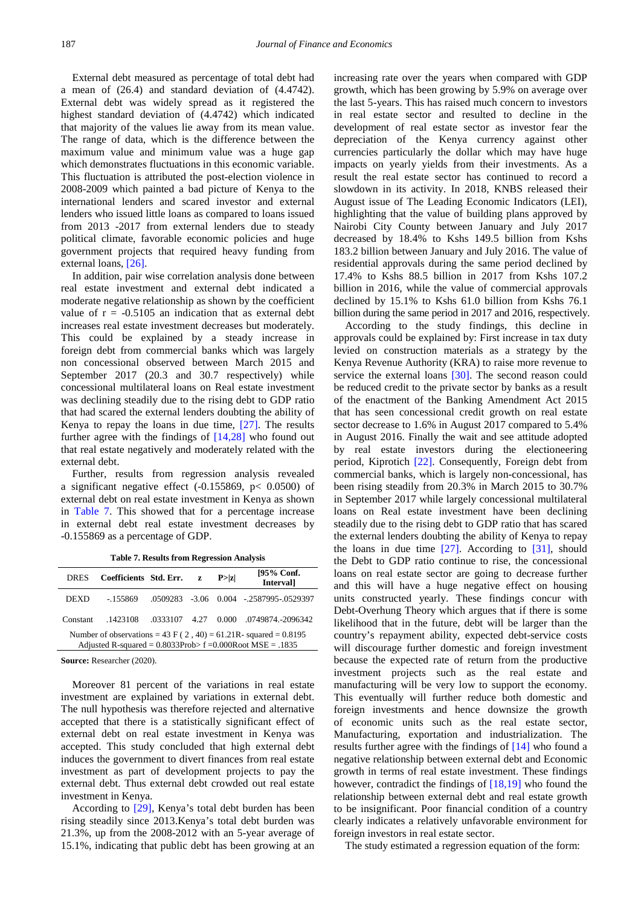External debt measured as percentage of total debt had a mean of (26.4) and standard deviation of (4.4742). External debt was widely spread as it registered the highest standard deviation of (4.4742) which indicated that majority of the values lie away from its mean value. The range of data, which is the difference between the maximum value and minimum value was a huge gap which demonstrates fluctuations in this economic variable. This fluctuation is attributed the post-election violence in 2008-2009 which painted a bad picture of Kenya to the international lenders and scared investor and external lenders who issued little loans as compared to loans issued from 2013 -2017 from external lenders due to steady political climate, favorable economic policies and huge government projects that required heavy funding from external loans, [26].

In addition, pair wise correlation analysis done between real estate investment and external debt indicated a moderate negative relationship as shown by the coefficient value of r = -0.5105 an indication that as external debt increases real estate investment decreases but moderately. This could be explained by a steady increase in foreign debt from commercial banks which was largely non concessional observed between March 2015 and September 2017 (20.3 and 30.7 respectively) while concessional multilateral loans on Real estate investment was declining steadily due to the rising debt to GDP ratio that had scared the external lenders doubting the ability of Kenya to repay the loans in due time, [27]. The results further agree with the findings of [14,28] who found out that real estate negatively and moderately related with the external debt.

Further, results from regression analysis revealed a significant negative effect (-0.155869, p< 0.0500) of external debt on real estate investment in Kenya as shown in Table 7. This showed that for a percentage increase in external debt real estate investment decreases by -0.155869 as a percentage of GDP.

**Table 7. Results from Regression Analysis**

| DRES | Coefficients | Std. Err. | z | P>\|z\| | [95% Conf. Interval] |
|---|---|---|---|---|---|
| DEXD | -.155869 | .0509283 | -3.06 | 0.004 | -.2587995-.0529397 |
| Constant | .1423108 | .0333107 | 4.27 | 0.000 | .0749874.-2096342 |

Number of observations = 43 F ( 2 , 40) = 61.21R- squared = 0.8195
Adjusted R-squared = 0.8033Prob> f =0.000Root MSE = .1835

**Source:** Researcher (2020).

Moreover 81 percent of the variations in real estate investment are explained by variations in external debt. The null hypothesis was therefore rejected and alternative accepted that there is a statistically significant effect of external debt on real estate investment in Kenya was accepted. This study concluded that high external debt induces the government to divert finances from real estate investment as part of development projects to pay the external debt. Thus external debt crowded out real estate investment in Kenya.

According to [29], Kenya's total debt burden has been rising steadily since 2013.Kenya's total debt burden was 21.3%, up from the 2008-2012 with an 5-year average of 15.1%, indicating that public debt has been growing at an increasing rate over the years when compared with GDP growth, which has been growing by 5.9% on average over the last 5-years. This has raised much concern to investors in real estate sector and resulted to decline in the development of real estate sector as investor fear the depreciation of the Kenya currency against other currencies particularly the dollar which may have huge impacts on yearly yields from their investments. As a result the real estate sector has continued to record a slowdown in its activity. In 2018, KNBS released their August issue of The Leading Economic Indicators (LEI), highlighting that the value of building plans approved by Nairobi City County between January and July 2017 decreased by 18.4% to Kshs 149.5 billion from Kshs 183.2 billion between January and July 2016. The value of residential approvals during the same period declined by 17.4% to Kshs 88.5 billion in 2017 from Kshs 107.2 billion in 2016, while the value of commercial approvals declined by 15.1% to Kshs 61.0 billion from Kshs 76.1 billion during the same period in 2017 and 2016, respectively.

According to the study findings, this decline in approvals could be explained by: First increase in tax duty levied on construction materials as a strategy by the Kenya Revenue Authority (KRA) to raise more revenue to service the external loans [30]. The second reason could be reduced credit to the private sector by banks as a result of the enactment of the Banking Amendment Act 2015 that has seen concessional credit growth on real estate sector decrease to 1.6% in August 2017 compared to 5.4% in August 2016. Finally the wait and see attitude adopted by real estate investors during the electioneering period, Kiprotich [22]. Consequently, Foreign debt from commercial banks, which is largely non-concessional, has been rising steadily from 20.3% in March 2015 to 30.7% in September 2017 while largely concessional multilateral loans on Real estate investment have been declining steadily due to the rising debt to GDP ratio that has scared the external lenders doubting the ability of Kenya to repay the loans in due time [27]. According to [31], should the Debt to GDP ratio continue to rise, the concessional loans on real estate sector are going to decrease further and this will have a huge negative effect on housing units constructed yearly. These findings concur with Debt-Overhung Theory which argues that if there is some likelihood that in the future, debt will be larger than the country's repayment ability, expected debt-service costs will discourage further domestic and foreign investment because the expected rate of return from the productive investment projects such as the real estate and manufacturing will be very low to support the economy. This eventually will further reduce both domestic and foreign investments and hence downsize the growth of economic units such as the real estate sector, Manufacturing, exportation and industrialization. The results further agree with the findings of [14] who found a negative relationship between external debt and Economic growth in terms of real estate investment. These findings however, contradict the findings of [18,19] who found the relationship between external debt and real estate growth to be insignificant. Poor financial condition of a country clearly indicates a relatively unfavorable environment for foreign investors in real estate sector.

The study estimated a regression equation of the form: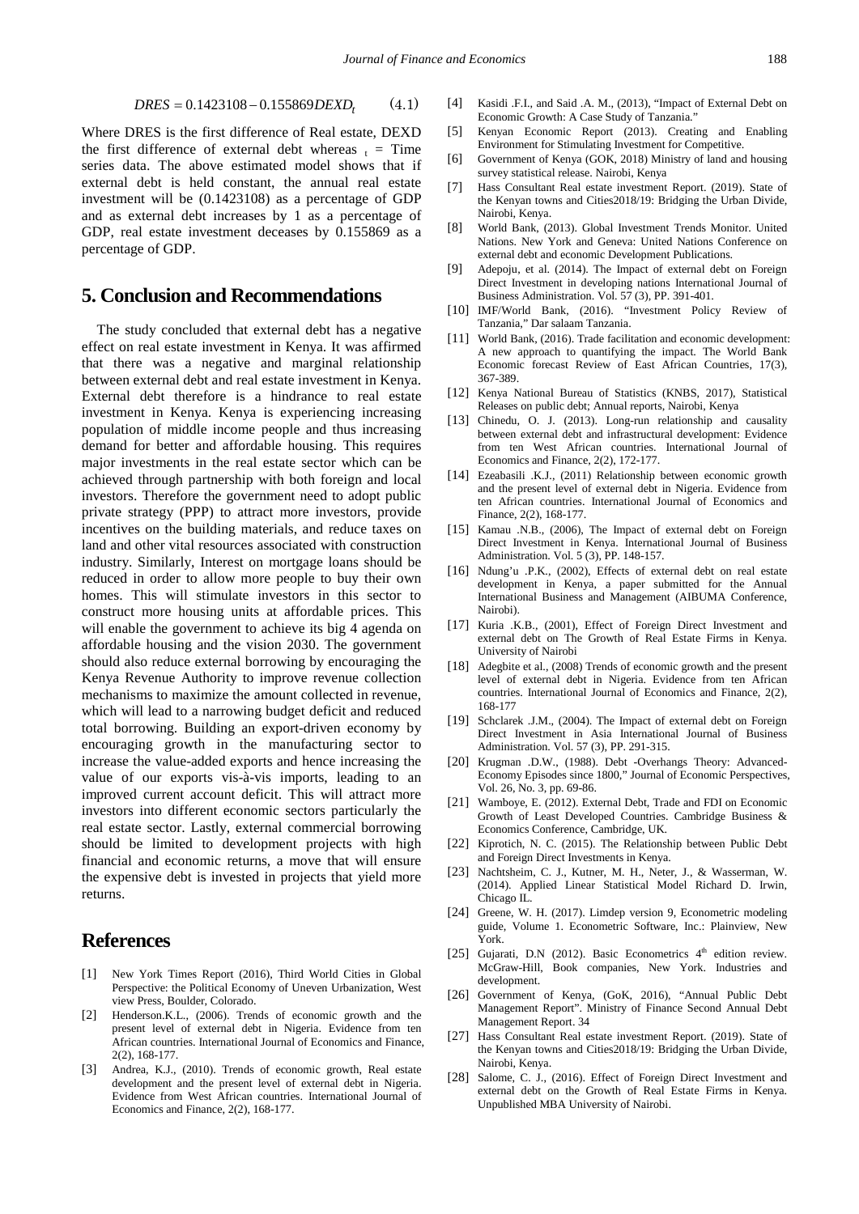$$DRES = 0.1423108 - 0.155869DEXD_t \qquad (4.1)$$

Where DRES is the first difference of Real estate, DEXD the first difference of external debt whereas $_t$ = Time series data. The above estimated model shows that if external debt is held constant, the annual real estate investment will be (0.1423108) as a percentage of GDP and as external debt increases by 1 as a percentage of GDP, real estate investment deceases by 0.155869 as a percentage of GDP.

## 5. Conclusion and Recommendations

The study concluded that external debt has a negative effect on real estate investment in Kenya. It was affirmed that there was a negative and marginal relationship between external debt and real estate investment in Kenya. External debt therefore is a hindrance to real estate investment in Kenya. Kenya is experiencing increasing population of middle income people and thus increasing demand for better and affordable housing. This requires major investments in the real estate sector which can be achieved through partnership with both foreign and local investors. Therefore the government need to adopt public private strategy (PPP) to attract more investors, provide incentives on the building materials, and reduce taxes on land and other vital resources associated with construction industry. Similarly, Interest on mortgage loans should be reduced in order to allow more people to buy their own homes. This will stimulate investors in this sector to construct more housing units at affordable prices. This will enable the government to achieve its big 4 agenda on affordable housing and the vision 2030. The government should also reduce external borrowing by encouraging the Kenya Revenue Authority to improve revenue collection mechanisms to maximize the amount collected in revenue, which will lead to a narrowing budget deficit and reduced total borrowing. Building an export-driven economy by encouraging growth in the manufacturing sector to increase the value-added exports and hence increasing the value of our exports vis-à-vis imports, leading to an improved current account deficit. This will attract more investors into different economic sectors particularly the real estate sector. Lastly, external commercial borrowing should be limited to development projects with high financial and economic returns, a move that will ensure the expensive debt is invested in projects that yield more returns.

## References

[1] New York Times Report (2016), Third World Cities in Global Perspective: the Political Economy of Uneven Urbanization, West view Press, Boulder, Colorado.

[2] Henderson.K.L., (2006). Trends of economic growth and the present level of external debt in Nigeria. Evidence from ten African countries. International Journal of Economics and Finance, 2(2), 168-177.

[3] Andrea, K.J., (2010). Trends of economic growth, Real estate development and the present level of external debt in Nigeria. Evidence from West African countries. International Journal of Economics and Finance, 2(2), 168-177.

[4] Kasidi .F.I., and Said .A. M., (2013), "Impact of External Debt on Economic Growth: A Case Study of Tanzania."

[5] Kenyan Economic Report (2013). Creating and Enabling Environment for Stimulating Investment for Competitive.

[6] Government of Kenya (GOK, 2018) Ministry of land and housing survey statistical release. Nairobi, Kenya

[7] Hass Consultant Real estate investment Report. (2019). State of the Kenyan towns and Cities2018/19: Bridging the Urban Divide, Nairobi, Kenya.

[8] World Bank, (2013). Global Investment Trends Monitor. United Nations. New York and Geneva: United Nations Conference on external debt and economic Development Publications.

[9] Adepoju, et al. (2014). The Impact of external debt on Foreign Direct Investment in developing nations International Journal of Business Administration. Vol. 57 (3), PP. 391-401.

[10] IMF/World Bank, (2016). "Investment Policy Review of Tanzania," Dar salaam Tanzania.

[11] World Bank, (2016). Trade facilitation and economic development: A new approach to quantifying the impact. The World Bank Economic forecast Review of East African Countries, 17(3), 367-389.

[12] Kenya National Bureau of Statistics (KNBS, 2017), Statistical Releases on public debt; Annual reports, Nairobi, Kenya

[13] Chinedu, O. J. (2013). Long-run relationship and causality between external debt and infrastructural development: Evidence from ten West African countries. International Journal of Economics and Finance, 2(2), 172-177.

[14] Ezeabasili .K.J., (2011) Relationship between economic growth and the present level of external debt in Nigeria. Evidence from ten African countries. International Journal of Economics and Finance, 2(2), 168-177.

[15] Kamau .N.B., (2006), The Impact of external debt on Foreign Direct Investment in Kenya. International Journal of Business Administration. Vol. 5 (3), PP. 148-157.

[16] Ndung'u .P.K., (2002), Effects of external debt on real estate development in Kenya, a paper submitted for the Annual International Business and Management (AIBUMA Conference, Nairobi).

[17] Kuria .K.B., (2001), Effect of Foreign Direct Investment and external debt on The Growth of Real Estate Firms in Kenya. University of Nairobi

[18] Adegbite et al., (2008) Trends of economic growth and the present level of external debt in Nigeria. Evidence from ten African countries. International Journal of Economics and Finance, 2(2), 168-177

[19] Schclarek .J.M., (2004). The Impact of external debt on Foreign Direct Investment in Asia International Journal of Business Administration. Vol. 57 (3), PP. 291-315.

[20] Krugman .D.W., (1988). Debt -Overhangs Theory: Advanced-Economy Episodes since 1800," Journal of Economic Perspectives, Vol. 26, No. 3, pp. 69-86.

[21] Wamboye, E. (2012). External Debt, Trade and FDI on Economic Growth of Least Developed Countries. Cambridge Business & Economics Conference, Cambridge, UK.

[22] Kiprotich, N. C. (2015). The Relationship between Public Debt and Foreign Direct Investments in Kenya.

[23] Nachtsheim, C. J., Kutner, M. H., Neter, J., & Wasserman, W. (2014). Applied Linear Statistical Model Richard D. Irwin, Chicago IL.

[24] Greene, W. H. (2017). Limdep version 9, Econometric modeling guide, Volume 1. Econometric Software, Inc.: Plainview, New York.

[25] Gujarati, D.N (2012). Basic Econometrics 4th edition review. McGraw-Hill, Book companies, New York. Industries and development.

[26] Government of Kenya, (GoK, 2016), "Annual Public Debt Management Report". Ministry of Finance Second Annual Debt Management Report. 34

[27] Hass Consultant Real estate investment Report. (2019). State of the Kenyan towns and Cities2018/19: Bridging the Urban Divide, Nairobi, Kenya.

[28] Salome, C. J., (2016). Effect of Foreign Direct Investment and external debt on the Growth of Real Estate Firms in Kenya. Unpublished MBA University of Nairobi.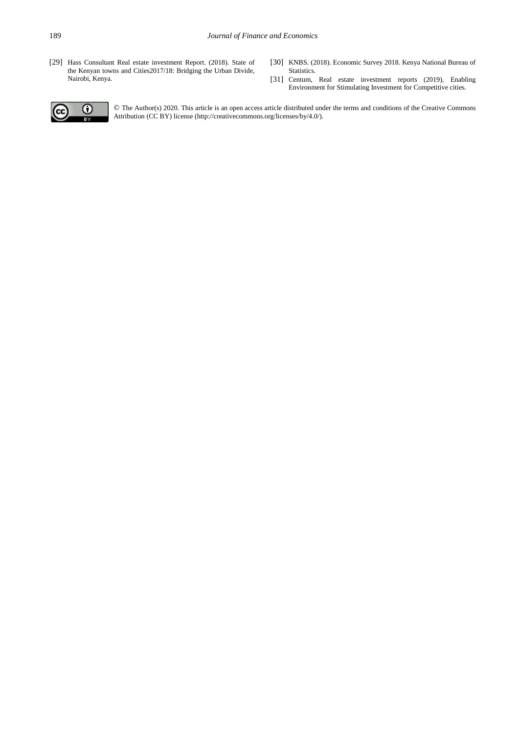[29] Hass Consultant Real estate investment Report. (2018). State of the Kenyan towns and Cities2017/18: Bridging the Urban Divide, Nairobi, Kenya.

[30] KNBS. (2018). Economic Survey 2018. Kenya National Bureau of Statistics.

[31] Centum, Real estate investment reports (2019), Enabling Environment for Stimulating Investment for Competitive cities.

© The Author(s) 2020. This article is an open access article distributed under the terms and conditions of the Creative Commons Attribution (CC BY) license (http://creativecommons.org/licenses/by/4.0/).